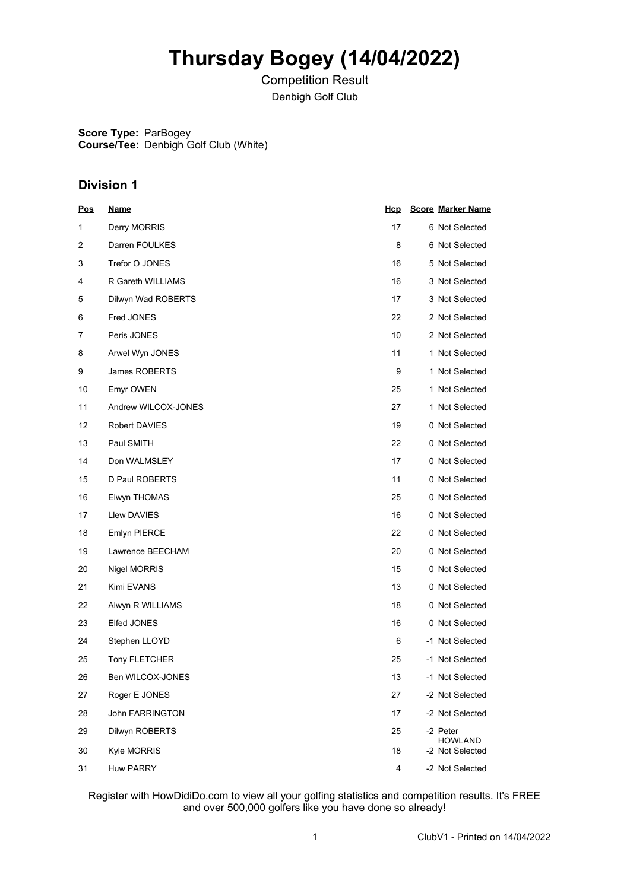# Thursday Bogey (14/04/2022)

Competition Result

Denbigh Golf Club

**Score Type:** ParBogey
**Course/Tee:** Denbigh Golf Club (White)

## Division 1

| Pos | Name | Hcp | Score | Marker Name |
|---|---|---|---|---|
| 1 | Derry MORRIS | 17 | 6 | Not Selected |
| 2 | Darren FOULKES | 8 | 6 | Not Selected |
| 3 | Trefor O JONES | 16 | 5 | Not Selected |
| 4 | R Gareth WILLIAMS | 16 | 3 | Not Selected |
| 5 | Dilwyn Wad ROBERTS | 17 | 3 | Not Selected |
| 6 | Fred JONES | 22 | 2 | Not Selected |
| 7 | Peris JONES | 10 | 2 | Not Selected |
| 8 | Arwel Wyn JONES | 11 | 1 | Not Selected |
| 9 | James ROBERTS | 9 | 1 | Not Selected |
| 10 | Emyr OWEN | 25 | 1 | Not Selected |
| 11 | Andrew WILCOX-JONES | 27 | 1 | Not Selected |
| 12 | Robert DAVIES | 19 | 0 | Not Selected |
| 13 | Paul SMITH | 22 | 0 | Not Selected |
| 14 | Don WALMSLEY | 17 | 0 | Not Selected |
| 15 | D Paul ROBERTS | 11 | 0 | Not Selected |
| 16 | Elwyn THOMAS | 25 | 0 | Not Selected |
| 17 | Llew DAVIES | 16 | 0 | Not Selected |
| 18 | Emlyn PIERCE | 22 | 0 | Not Selected |
| 19 | Lawrence BEECHAM | 20 | 0 | Not Selected |
| 20 | Nigel MORRIS | 15 | 0 | Not Selected |
| 21 | Kimi EVANS | 13 | 0 | Not Selected |
| 22 | Alwyn R WILLIAMS | 18 | 0 | Not Selected |
| 23 | Elfed JONES | 16 | 0 | Not Selected |
| 24 | Stephen LLOYD | 6 | -1 | Not Selected |
| 25 | Tony FLETCHER | 25 | -1 | Not Selected |
| 26 | Ben WILCOX-JONES | 13 | -1 | Not Selected |
| 27 | Roger E JONES | 27 | -2 | Not Selected |
| 28 | John FARRINGTON | 17 | -2 | Not Selected |
| 29 | Dilwyn ROBERTS | 25 | -2 | Peter HOWLAND |
| 30 | Kyle MORRIS | 18 | -2 | Not Selected |
| 31 | Huw PARRY | 4 | -2 | Not Selected |

Register with HowDidiDo.com to view all your golfing statistics and competition results. It's FREE and over 500,000 golfers like you have done so already!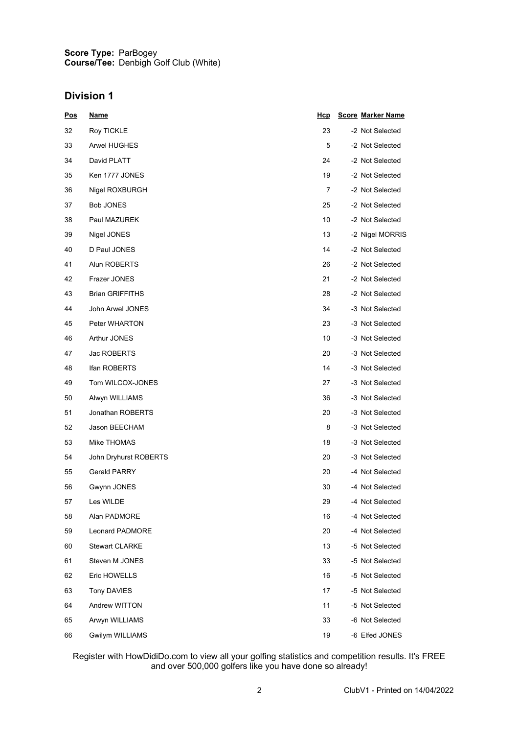**Score Type:** ParBogey
**Course/Tee:** Denbigh Golf Club (White)

## Division 1

| Pos | Name | Hcp | Score | Marker Name |
|---|---|---|---|---|
| 32 | Roy TICKLE | 23 | -2 | Not Selected |
| 33 | Arwel HUGHES | 5 | -2 | Not Selected |
| 34 | David PLATT | 24 | -2 | Not Selected |
| 35 | Ken 1777 JONES | 19 | -2 | Not Selected |
| 36 | Nigel ROXBURGH | 7 | -2 | Not Selected |
| 37 | Bob JONES | 25 | -2 | Not Selected |
| 38 | Paul MAZUREK | 10 | -2 | Not Selected |
| 39 | Nigel JONES | 13 | -2 | Nigel MORRIS |
| 40 | D Paul JONES | 14 | -2 | Not Selected |
| 41 | Alun ROBERTS | 26 | -2 | Not Selected |
| 42 | Frazer JONES | 21 | -2 | Not Selected |
| 43 | Brian GRIFFITHS | 28 | -2 | Not Selected |
| 44 | John Arwel JONES | 34 | -3 | Not Selected |
| 45 | Peter WHARTON | 23 | -3 | Not Selected |
| 46 | Arthur JONES | 10 | -3 | Not Selected |
| 47 | Jac ROBERTS | 20 | -3 | Not Selected |
| 48 | Ifan ROBERTS | 14 | -3 | Not Selected |
| 49 | Tom WILCOX-JONES | 27 | -3 | Not Selected |
| 50 | Alwyn WILLIAMS | 36 | -3 | Not Selected |
| 51 | Jonathan ROBERTS | 20 | -3 | Not Selected |
| 52 | Jason BEECHAM | 8 | -3 | Not Selected |
| 53 | Mike THOMAS | 18 | -3 | Not Selected |
| 54 | John Dryhurst ROBERTS | 20 | -3 | Not Selected |
| 55 | Gerald PARRY | 20 | -4 | Not Selected |
| 56 | Gwynn JONES | 30 | -4 | Not Selected |
| 57 | Les WILDE | 29 | -4 | Not Selected |
| 58 | Alan PADMORE | 16 | -4 | Not Selected |
| 59 | Leonard PADMORE | 20 | -4 | Not Selected |
| 60 | Stewart CLARKE | 13 | -5 | Not Selected |
| 61 | Steven M JONES | 33 | -5 | Not Selected |
| 62 | Eric HOWELLS | 16 | -5 | Not Selected |
| 63 | Tony DAVIES | 17 | -5 | Not Selected |
| 64 | Andrew WITTON | 11 | -5 | Not Selected |
| 65 | Arwyn WILLIAMS | 33 | -6 | Not Selected |
| 66 | Gwilym WILLIAMS | 19 | -6 | Elfed JONES |

Register with HowDidiDo.com to view all your golfing statistics and competition results. It's FREE and over 500,000 golfers like you have done so already!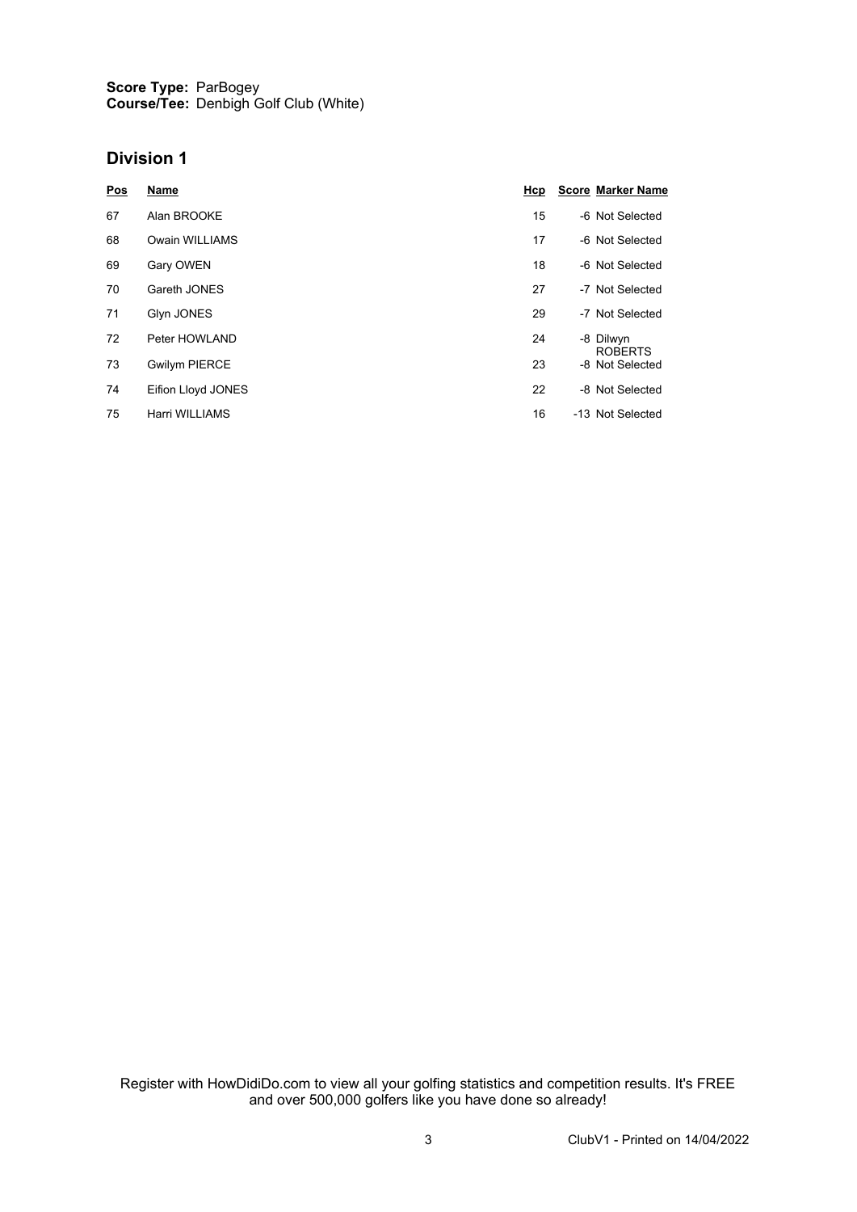**Score Type:** ParBogey
**Course/Tee:** Denbigh Golf Club (White)

## Division 1

| Pos | Name | Hcp | Score | Marker Name |
|---|---|---|---|---|
| 67 | Alan BROOKE | 15 | -6 | Not Selected |
| 68 | Owain WILLIAMS | 17 | -6 | Not Selected |
| 69 | Gary OWEN | 18 | -6 | Not Selected |
| 70 | Gareth JONES | 27 | -7 | Not Selected |
| 71 | Glyn JONES | 29 | -7 | Not Selected |
| 72 | Peter HOWLAND | 24 | -8 | Dilwyn ROBERTS |
| 73 | Gwilym PIERCE | 23 | -8 | Not Selected |
| 74 | Eifion Lloyd JONES | 22 | -8 | Not Selected |
| 75 | Harri WILLIAMS | 16 | -13 | Not Selected |

Register with HowDidiDo.com to view all your golfing statistics and competition results. It's FREE and over 500,000 golfers like you have done so already!

ClubV1 - Printed on 14/04/2022